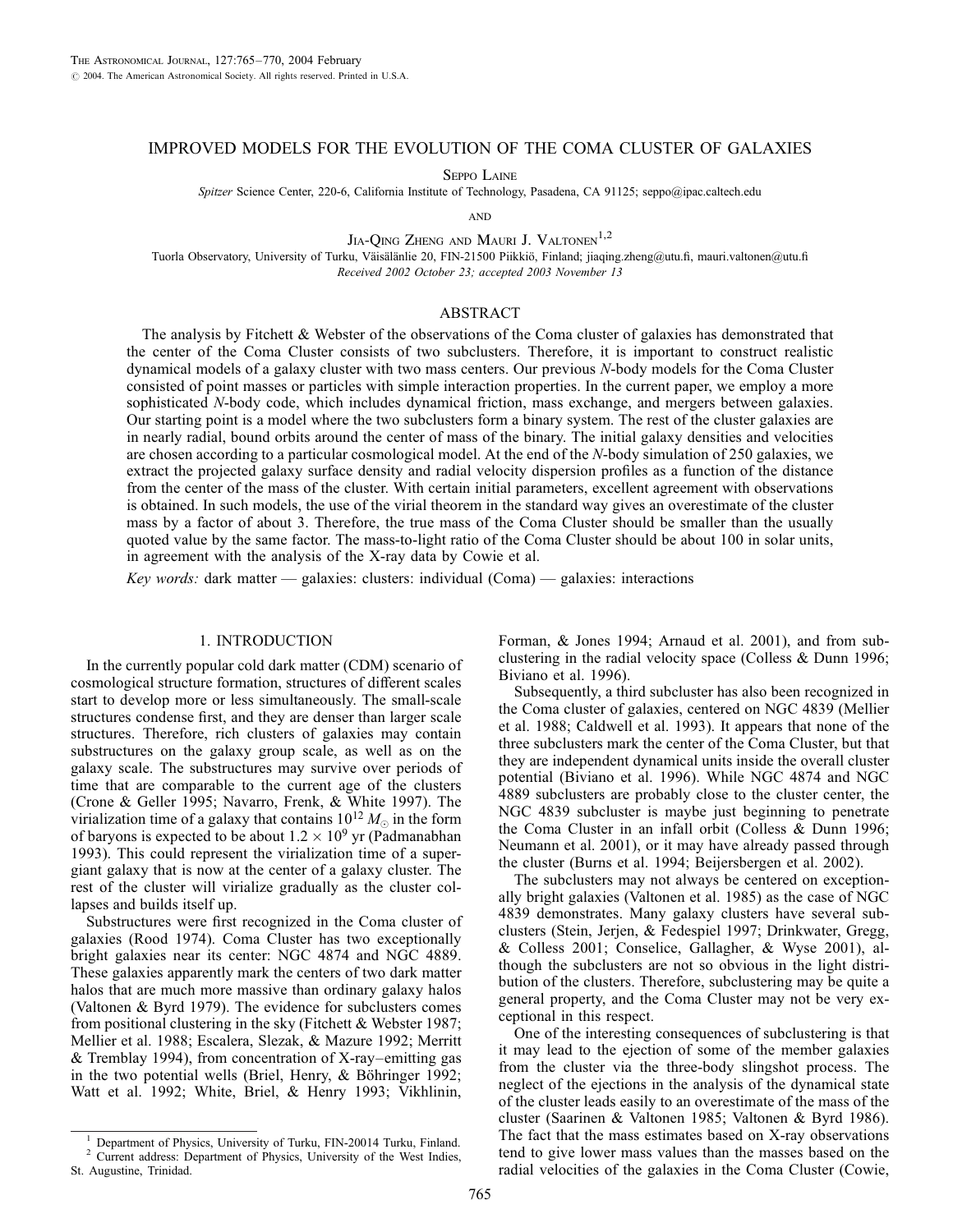# IMPROVED MODELS FOR THE EVOLUTION OF THE COMA CLUSTER OF GALAXIES

Seppo Laine

*Spitzer* Science Center, 220-6, California Institute of Technology, Pasadena, CA 91125; seppo@ipac.caltech.edu

AND

Jia-Qing Zheng and Mauri J. Valtonen[1,2]

Tuorla Observatory, University of Turku, Väisälänlie 20, FIN-21500 Piikkiö, Finland; jiaqing.zheng@utu.fi, mauri.valtonen@utu.fi

*Received 2002 October 23; accepted 2003 November 13*

## ABSTRACT

The analysis by Fitchett & Webster of the observations of the Coma cluster of galaxies has demonstrated that the center of the Coma Cluster consists of two subclusters. Therefore, it is important to construct realistic dynamical models of a galaxy cluster with two mass centers. Our previous *N*-body models for the Coma Cluster consisted of point masses or particles with simple interaction properties. In the current paper, we employ a more sophisticated *N*-body code, which includes dynamical friction, mass exchange, and mergers between galaxies. Our starting point is a model where the two subclusters form a binary system. The rest of the cluster galaxies are in nearly radial, bound orbits around the center of mass of the binary. The initial galaxy densities and velocities are chosen according to a particular cosmological model. At the end of the *N*-body simulation of 250 galaxies, we extract the projected galaxy surface density and radial velocity dispersion profiles as a function of the distance from the center of the mass of the cluster. With certain initial parameters, excellent agreement with observations is obtained. In such models, the use of the virial theorem in the standard way gives an overestimate of the cluster mass by a factor of about 3. Therefore, the true mass of the Coma Cluster should be smaller than the usually quoted value by the same factor. The mass-to-light ratio of the Coma Cluster should be about 100 in solar units, in agreement with the analysis of the X-ray data by Cowie et al.

*Key words:* dark matter — galaxies: clusters: individual (Coma) — galaxies: interactions

## 1. INTRODUCTION

In the currently popular cold dark matter (CDM) scenario of cosmological structure formation, structures of different scales start to develop more or less simultaneously. The small-scale structures condense first, and they are denser than larger scale structures. Therefore, rich clusters of galaxies may contain substructures on the galaxy group scale, as well as on the galaxy scale. The substructures may survive over periods of time that are comparable to the current age of the clusters (Crone & Geller 1995; Navarro, Frenk, & White 1997). The virialization time of a galaxy that contains $10^{12}\ M_{\odot}$ in the form of baryons is expected to be about $1.2 \times 10^9$ yr (Padmanabhan 1993). This could represent the virialization time of a supergiant galaxy that is now at the center of a galaxy cluster. The rest of the cluster will virialize gradually as the cluster collapses and builds itself up.

Substructures were first recognized in the Coma cluster of galaxies (Rood 1974). Coma Cluster has two exceptionally bright galaxies near its center: NGC 4874 and NGC 4889. These galaxies apparently mark the centers of two dark matter halos that are much more massive than ordinary galaxy halos (Valtonen & Byrd 1979). The evidence for subclusters comes from positional clustering in the sky (Fitchett & Webster 1987; Mellier et al. 1988; Escalera, Slezak, & Mazure 1992; Merritt & Tremblay 1994), from concentration of X-ray–emitting gas in the two potential wells (Briel, Henry, & Böhringer 1992; Watt et al. 1992; White, Briel, & Henry 1993; Vikhlinin, Forman, & Jones 1994; Arnaud et al. 2001), and from subclustering in the radial velocity space (Colless & Dunn 1996; Biviano et al. 1996).

Subsequently, a third subcluster has also been recognized in the Coma cluster of galaxies, centered on NGC 4839 (Mellier et al. 1988; Caldwell et al. 1993). It appears that none of the three subclusters mark the center of the Coma Cluster, but that they are independent dynamical units inside the overall cluster potential (Biviano et al. 1996). While NGC 4874 and NGC 4889 subclusters are probably close to the cluster center, the NGC 4839 subcluster is maybe just beginning to penetrate the Coma Cluster in an infall orbit (Colless & Dunn 1996; Neumann et al. 2001), or it may have already passed through the cluster (Burns et al. 1994; Beijersbergen et al. 2002).

The subclusters may not always be centered on exceptionally bright galaxies (Valtonen et al. 1985) as the case of NGC 4839 demonstrates. Many galaxy clusters have several subclusters (Stein, Jerjen, & Fedespiel 1997; Drinkwater, Gregg, & Colless 2001; Conselice, Gallagher, & Wyse 2001), although the subclusters are not so obvious in the light distribution of the clusters. Therefore, subclustering may be quite a general property, and the Coma Cluster may not be very exceptional in this respect.

One of the interesting consequences of subclustering is that it may lead to the ejection of some of the member galaxies from the cluster via the three-body slingshot process. The neglect of the ejections in the analysis of the dynamical state of the cluster leads easily to an overestimate of the mass of the cluster (Saarinen & Valtonen 1985; Valtonen & Byrd 1986). The fact that the mass estimates based on X-ray observations tend to give lower mass values than the masses based on the radial velocities of the galaxies in the Coma Cluster (Cowie,

[1] Department of Physics, University of Turku, FIN-20014 Turku, Finland.

[2] Current address: Department of Physics, University of the West Indies, St. Augustine, Trinidad.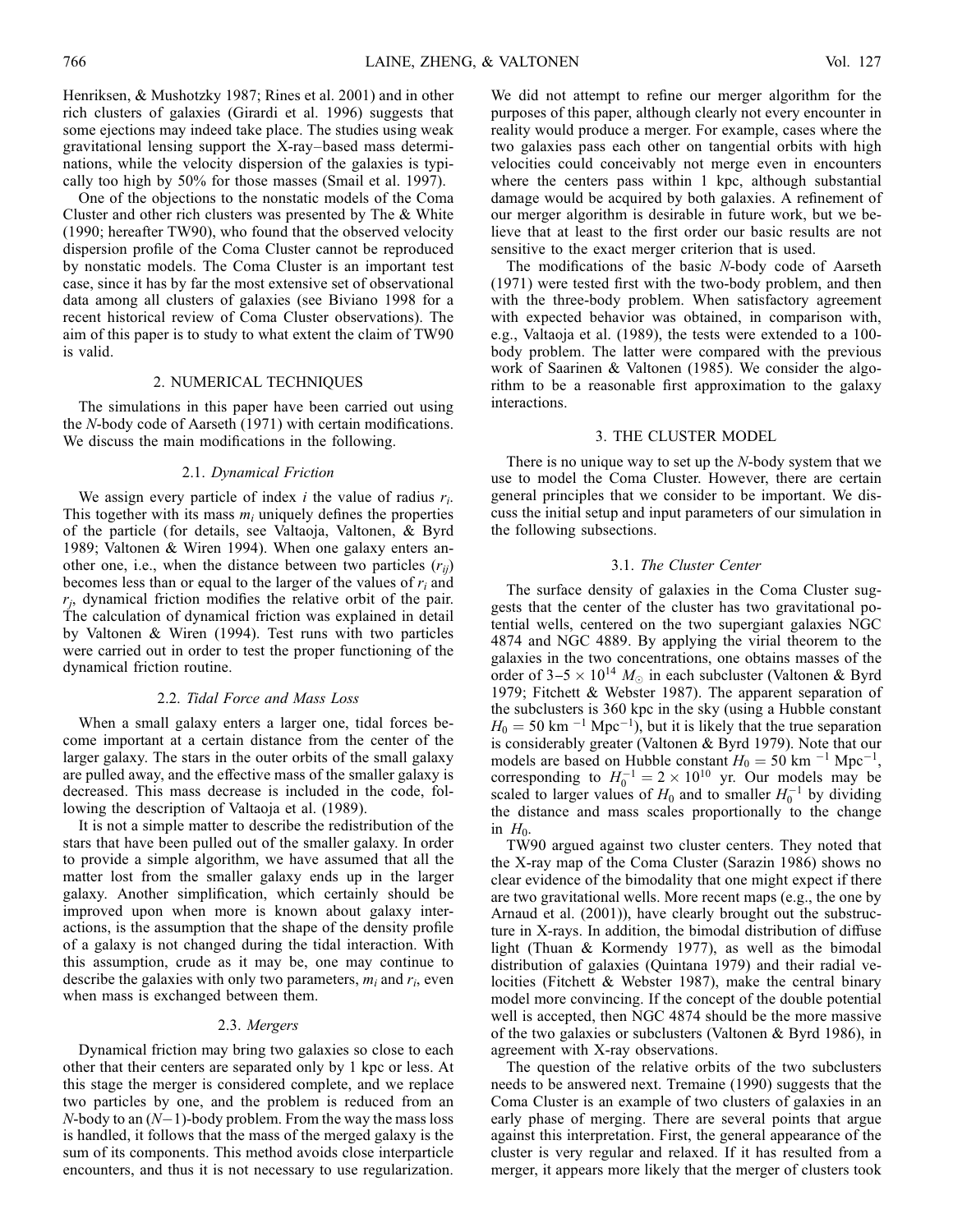Henriksen, & Mushotzky 1987; Rines et al. 2001) and in other rich clusters of galaxies (Girardi et al. 1996) suggests that some ejections may indeed take place. The studies using weak gravitational lensing support the X-ray–based mass determinations, while the velocity dispersion of the galaxies is typically too high by 50% for those masses (Smail et al. 1997).

One of the objections to the nonstatic models of the Coma Cluster and other rich clusters was presented by The & White (1990; hereafter TW90), who found that the observed velocity dispersion profile of the Coma Cluster cannot be reproduced by nonstatic models. The Coma Cluster is an important test case, since it has by far the most extensive set of observational data among all clusters of galaxies (see Biviano 1998 for a recent historical review of Coma Cluster observations). The aim of this paper is to study to what extent the claim of TW90 is valid.

## 2. NUMERICAL TECHNIQUES

The simulations in this paper have been carried out using the *N*-body code of Aarseth (1971) with certain modifications. We discuss the main modifications in the following.

### 2.1. *Dynamical Friction*

We assign every particle of index *i* the value of radius $r_i$. This together with its mass $m_i$ uniquely defines the properties of the particle (for details, see Valtaoja, Valtonen, & Byrd 1989; Valtonen & Wiren 1994). When one galaxy enters another one, i.e., when the distance between two particles ($r_{ij}$) becomes less than or equal to the larger of the values of $r_i$ and $r_j$, dynamical friction modifies the relative orbit of the pair. The calculation of dynamical friction was explained in detail by Valtonen & Wiren (1994). Test runs with two particles were carried out in order to test the proper functioning of the dynamical friction routine.

### 2.2. *Tidal Force and Mass Loss*

When a small galaxy enters a larger one, tidal forces become important at a certain distance from the center of the larger galaxy. The stars in the outer orbits of the small galaxy are pulled away, and the effective mass of the smaller galaxy is decreased. This mass decrease is included in the code, following the description of Valtaoja et al. (1989).

It is not a simple matter to describe the redistribution of the stars that have been pulled out of the smaller galaxy. In order to provide a simple algorithm, we have assumed that all the matter lost from the smaller galaxy ends up in the larger galaxy. Another simplification, which certainly should be improved upon when more is known about galaxy interactions, is the assumption that the shape of the density profile of a galaxy is not changed during the tidal interaction. With this assumption, crude as it may be, one may continue to describe the galaxies with only two parameters, $m_i$ and $r_i$, even when mass is exchanged between them.

### 2.3. *Mergers*

Dynamical friction may bring two galaxies so close to each other that their centers are separated only by 1 kpc or less. At this stage the merger is considered complete, and we replace two particles by one, and the problem is reduced from an *N*-body to an $(N-1)$-body problem. From the way the mass loss is handled, it follows that the mass of the merged galaxy is the sum of its components. This method avoids close interparticle encounters, and thus it is not necessary to use regularization.

We did not attempt to refine our merger algorithm for the purposes of this paper, although clearly not every encounter in reality would produce a merger. For example, cases where the two galaxies pass each other on tangential orbits with high velocities could conceivably not merge even in encounters where the centers pass within 1 kpc, although substantial damage would be acquired by both galaxies. A refinement of our merger algorithm is desirable in future work, but we believe that at least to the first order our basic results are not sensitive to the exact merger criterion that is used.

The modifications of the basic *N*-body code of Aarseth (1971) were tested first with the two-body problem, and then with the three-body problem. When satisfactory agreement with expected behavior was obtained, in comparison with, e.g., Valtaoja et al. (1989), the tests were extended to a 100-body problem. The latter were compared with the previous work of Saarinen & Valtonen (1985). We consider the algorithm to be a reasonable first approximation to the galaxy interactions.

## 3. THE CLUSTER MODEL

There is no unique way to set up the *N*-body system that we use to model the Coma Cluster. However, there are certain general principles that we consider to be important. We discuss the initial setup and input parameters of our simulation in the following subsections.

### 3.1. *The Cluster Center*

The surface density of galaxies in the Coma Cluster suggests that the center of the cluster has two gravitational potential wells, centered on the two supergiant galaxies NGC 4874 and NGC 4889. By applying the virial theorem to the galaxies in the two concentrations, one obtains masses of the order of $3–5 \times 10^{14}\ M_{\odot}$ in each subcluster (Valtonen & Byrd 1979; Fitchett & Webster 1987). The apparent separation of the subclusters is 360 kpc in the sky (using a Hubble constant $H_0 = 50$ km $^{-1}$ Mpc$^{-1}$), but it is likely that the true separation is considerably greater (Valtonen & Byrd 1979). Note that our models are based on Hubble constant $H_0 = 50$ km $^{-1}$ Mpc$^{-1}$, corresponding to $H_0^{-1} = 2 \times 10^{10}$ yr. Our models may be scaled to larger values of $H_0$ and to smaller $H_0^{-1}$ by dividing the distance and mass scales proportionally to the change in $H_0$.

TW90 argued against two cluster centers. They noted that the X-ray map of the Coma Cluster (Sarazin 1986) shows no clear evidence of the bimodality that one might expect if there are two gravitational wells. More recent maps (e.g., the one by Arnaud et al. (2001)), have clearly brought out the substructure in X-rays. In addition, the bimodal distribution of diffuse light (Thuan & Kormendy 1977), as well as the bimodal distribution of galaxies (Quintana 1979) and their radial velocities (Fitchett & Webster 1987), make the central binary model more convincing. If the concept of the double potential well is accepted, then NGC 4874 should be the more massive of the two galaxies or subclusters (Valtonen & Byrd 1986), in agreement with X-ray observations.

The question of the relative orbits of the two subclusters needs to be answered next. Tremaine (1990) suggests that the Coma Cluster is an example of two clusters of galaxies in an early phase of merging. There are several points that argue against this interpretation. First, the general appearance of the cluster is very regular and relaxed. If it has resulted from a merger, it appears more likely that the merger of clusters took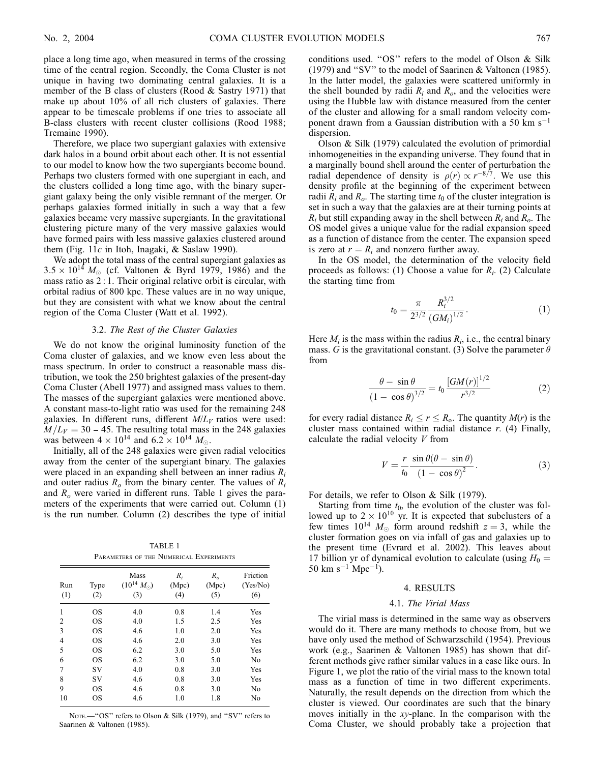place a long time ago, when measured in terms of the crossing time of the central region. Secondly, the Coma Cluster is not unique in having two dominating central galaxies. It is a member of the B class of clusters (Rood & Sastry 1971) that make up about 10% of all rich clusters of galaxies. There appear to be timescale problems if one tries to associate all B-class clusters with recent cluster collisions (Rood 1988; Tremaine 1990).

Therefore, we place two supergiant galaxies with extensive dark halos in a bound orbit about each other. It is not essential to our model to know how the two supergiants become bound. Perhaps two clusters formed with one supergiant in each, and the clusters collided a long time ago, with the binary supergiant galaxy being the only visible remnant of the merger. Or perhaps galaxies formed initially in such a way that a few galaxies became very massive supergiants. In the gravitational clustering picture many of the very massive galaxies would have formed pairs with less massive galaxies clustered around them (Fig. 11*c* in Itoh, Inagaki, & Saslaw 1990).

We adopt the total mass of the central supergiant galaxies as $3.5 \times 10^{14}\ M_{\odot}$ (cf. Valtonen & Byrd 1979, 1986) and the mass ratio as 2 : 1. Their original relative orbit is circular, with orbital radius of 800 kpc. These values are in no way unique, but they are consistent with what we know about the central region of the Coma Cluster (Watt et al. 1992).

### 3.2. *The Rest of the Cluster Galaxies*

We do not know the original luminosity function of the Coma cluster of galaxies, and we know even less about the mass spectrum. In order to construct a reasonable mass distribution, we took the 250 brightest galaxies of the present-day Coma Cluster (Abell 1977) and assigned mass values to them. The masses of the supergiant galaxies were mentioned above. A constant mass-to-light ratio was used for the remaining 248 galaxies. In different runs, different $M/L_V$ ratios were used: $M/L_V = 30 - 45$. The resulting total mass in the 248 galaxies was between $4 \times 10^{14}$ and $6.2 \times 10^{14}\ M_{\odot}$.

Initially, all of the 248 galaxies were given radial velocities away from the center of the supergiant binary. The galaxies were placed in an expanding shell between an inner radius $R_i$ and outer radius $R_o$ from the binary center. The values of $R_i$ and $R_o$ were varied in different runs. Table 1 gives the parameters of the experiments that were carried out. Column (1) is the run number. Column (2) describes the type of initial conditions used. "OS" refers to the model of Olson & Silk (1979) and "SV" to the model of Saarinen & Valtonen (1985). In the latter model, the galaxies were scattered uniformly in the shell bounded by radii $R_i$ and $R_o$, and the velocities were using the Hubble law with distance measured from the center of the cluster and allowing for a small random velocity component drawn from a Gaussian distribution with a 50 km s$^{-1}$ dispersion.

TABLE 1
PARAMETERS OF THE NUMERICAL EXPERIMENTS

| Run (1) | Type (2) | Mass ($10^{14}\ M_{\odot}$) (3) | $R_i$ (Mpc) (4) | $R_o$ (Mpc) (5) | Friction (Yes/No) (6) |
|---|---|---|---|---|---|
| 1 | OS | 4.0 | 0.8 | 1.4 | Yes |
| 2 | OS | 4.0 | 1.5 | 2.5 | Yes |
| 3 | OS | 4.6 | 1.0 | 2.0 | Yes |
| 4 | OS | 4.6 | 2.0 | 3.0 | Yes |
| 5 | OS | 6.2 | 3.0 | 5.0 | Yes |
| 6 | OS | 6.2 | 3.0 | 5.0 | No |
| 7 | SV | 4.0 | 0.8 | 3.0 | Yes |
| 8 | SV | 4.6 | 0.8 | 3.0 | Yes |
| 9 | OS | 4.6 | 0.8 | 3.0 | No |
| 10 | OS | 4.6 | 1.0 | 1.8 | No |

NOTE.—"OS" refers to Olson & Silk (1979), and "SV" refers to Saarinen & Valtonen (1985).

Olson & Silk (1979) calculated the evolution of primordial inhomogeneities in the expanding universe. They found that in a marginally bound shell around the center of perturbation the radial dependence of density is $\rho(r) \propto r^{-8/7}$. We use this density profile at the beginning of the experiment between radii $R_i$ and $R_o$. The starting time $t_0$ of the cluster integration is set in such a way that the galaxies are at their turning points at $R_i$ but still expanding away in the shell between $R_i$ and $R_o$. The OS model gives a unique value for the radial expansion speed as a function of distance from the center. The expansion speed is zero at $r = R_i$ and nonzero further away.

In the OS model, the determination of the velocity field proceeds as follows: (1) Choose a value for $R_i$. (2) Calculate the starting time from

$$t_0 = \frac{\pi}{2^{3/2}} \frac{R_i^{3/2}}{(GM_i)^{1/2}}. \quad (1)$$

Here $M_i$ is the mass within the radius $R_i$, i.e., the central binary mass. $G$ is the gravitational constant. (3) Solve the parameter $\theta$ from

$$\frac{\theta - \sin\theta}{(1 - \cos\theta)^{3/2}} = t_0 \frac{[GM(r)]^{1/2}}{r^{3/2}} \quad (2)$$

for every radial distance $R_i \leq r \leq R_o$. The quantity $M(r)$ is the cluster mass contained within radial distance $r$. (4) Finally, calculate the radial velocity $V$ from

$$V = \frac{r}{t_0} \frac{\sin\theta(\theta - \sin\theta)}{(1 - \cos\theta)^2}. \quad (3)$$

For details, we refer to Olson & Silk (1979).

Starting from time $t_0$, the evolution of the cluster was followed up to $2 \times 10^{10}$ yr. It is expected that subclusters of a few times $10^{14}\ M_{\odot}$ form around redshift $z = 3$, while the cluster formation goes on via infall of gas and galaxies up to the present time (Evrard et al. 2002). This leaves about 17 billion yr of dynamical evolution to calculate (using $H_0 = 50$ km s$^{-1}$ Mpc$^{-1}$).

## 4. RESULTS

### 4.1. *The Virial Mass*

The virial mass is determined in the same way as observers would do it. There are many methods to choose from, but we have only used the method of Schwarzschild (1954). Previous work (e.g., Saarinen & Valtonen 1985) has shown that different methods give rather similar values in a case like ours. In Figure 1, we plot the ratio of the virial mass to the known total mass as a function of time in two different experiments. Naturally, the result depends on the direction from which the cluster is viewed. Our coordinates are such that the binary moves initially in the *xy*-plane. In the comparison with the Coma Cluster, we should probably take a projection that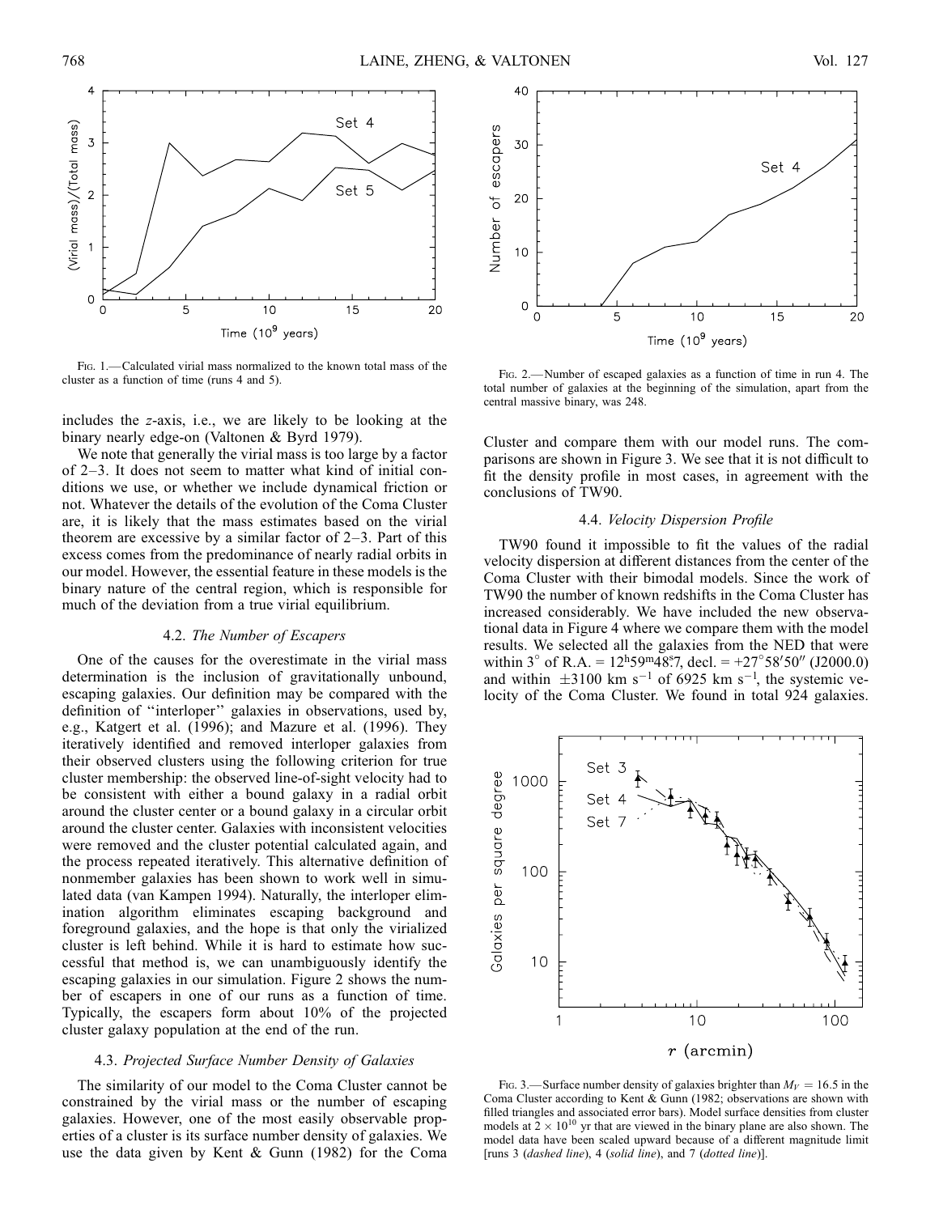includes the $z$-axis, i.e., we are likely to be looking at the binary nearly edge-on (Valtonen & Byrd 1979).

We note that generally the virial mass is too large by a factor of 2–3. It does not seem to matter what kind of initial conditions we use, or whether we include dynamical friction or not. Whatever the details of the evolution of the Coma Cluster are, it is likely that the mass estimates based on the virial theorem are excessive by a similar factor of 2–3. Part of this excess comes from the predominance of nearly radial orbits in our model. However, the essential feature in these models is the binary nature of the central region, which is responsible for much of the deviation from a true virial equilibrium.

Fig. 1.—Calculated virial mass normalized to the known total mass of the cluster as a function of time (runs 4 and 5).

Fig. 2.—Number of escaped galaxies as a function of time in run 4. The total number of galaxies at the beginning of the simulation, apart from the central massive binary, was 248.

### 4.2. *The Number of Escapers*

One of the causes for the overestimate in the virial mass determination is the inclusion of gravitationally unbound, escaping galaxies. Our definition may be compared with the definition of "interloper" galaxies in observations, used by, e.g., Katgert et al. (1996); and Mazure et al. (1996). They iteratively identified and removed interloper galaxies from their observed clusters using the following criterion for true cluster membership: the observed line-of-sight velocity had to be consistent with either a bound galaxy in a radial orbit around the cluster center or a bound galaxy in a circular orbit around the cluster center. Galaxies with inconsistent velocities were removed and the cluster potential calculated again, and the process repeated iteratively. This alternative definition of nonmember galaxies has been shown to work well in simulated data (van Kampen 1994). Naturally, the interloper elimination algorithm eliminates escaping background and foreground galaxies, and the hope is that only the virialized cluster is left behind. While it is hard to estimate how successful that method is, we can unambiguously identify the escaping galaxies in our simulation. Figure 2 shows the number of escapers in one of our runs as a function of time. Typically, the escapers form about 10% of the projected cluster galaxy population at the end of the run.

### 4.3. *Projected Surface Number Density of Galaxies*

The similarity of our model to the Coma Cluster cannot be constrained by the virial mass or the number of escaping galaxies. However, one of the most easily observable properties of a cluster is its surface number density of galaxies. We use the data given by Kent & Gunn (1982) for the Coma Cluster and compare them with our model runs. The comparisons are shown in Figure 3. We see that it is not difficult to fit the density profile in most cases, in agreement with the conclusions of TW90.

### 4.4. *Velocity Dispersion Profile*

TW90 found it impossible to fit the values of the radial velocity dispersion at different distances from the center of the Coma Cluster with their bimodal models. Since the work of TW90 the number of known redshifts in the Coma Cluster has increased considerably. We have included the new observational data in Figure 4 where we compare them with the model results. We selected all the galaxies from the NED that were within 3° of R.A. = 12h59m48.7s, decl. = +27°58′50″ (J2000.0) and within $\pm 3100$ km s$^{-1}$ of 6925 km s$^{-1}$, the systemic velocity of the Coma Cluster. We found in total 924 galaxies.

Fig. 3.—Surface number density of galaxies brighter than $M_V = 16.5$ in the Coma Cluster according to Kent & Gunn (1982; observations are shown with filled triangles and associated error bars). Model surface densities from cluster models at $2 \times 10^{10}$ yr that are viewed in the binary plane are also shown. The model data have been scaled upward because of a different magnitude limit [runs 3 (*dashed line*), 4 (*solid line*), and 7 (*dotted line*)].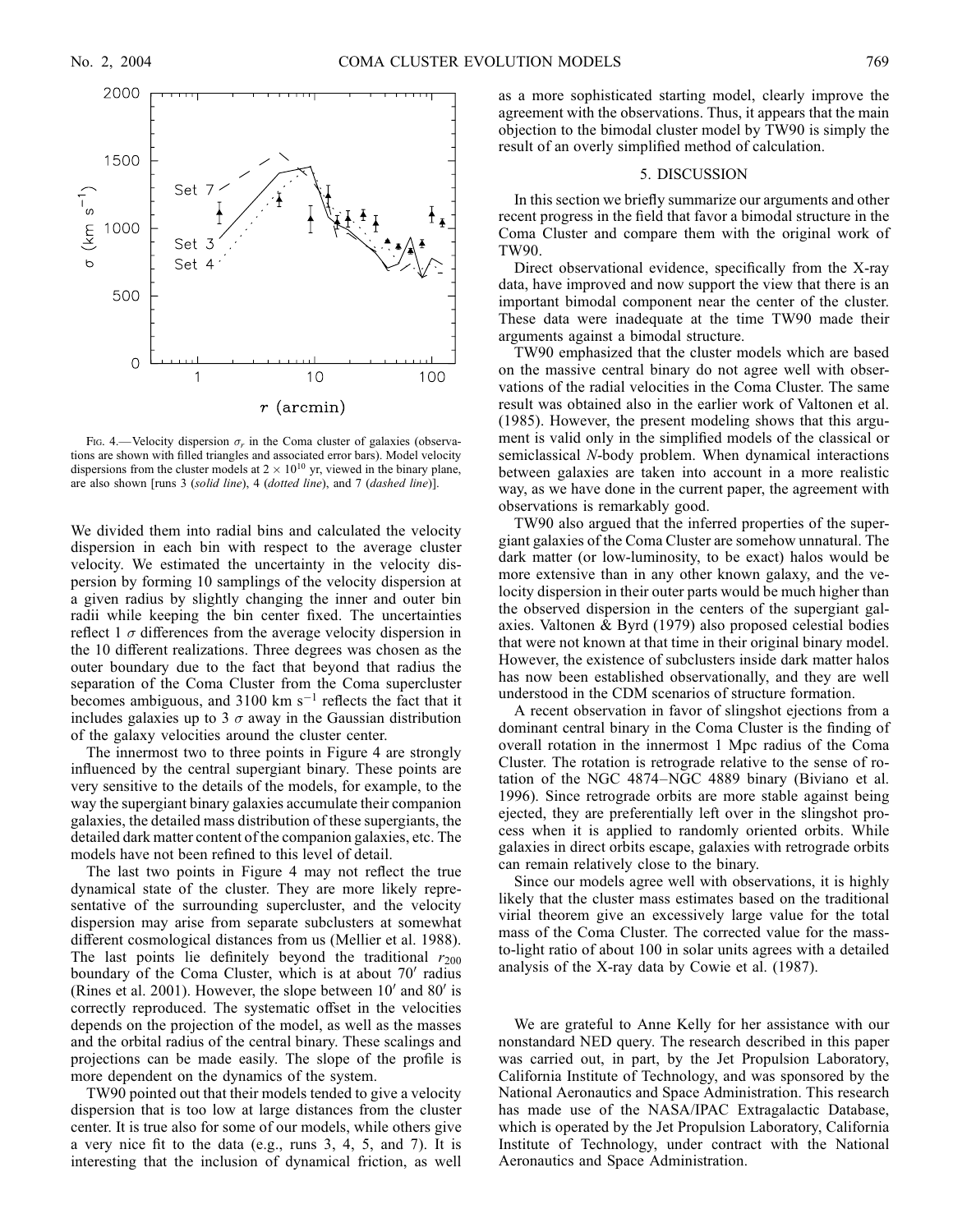2000

1500

1000

500

0

1

10

100

$\sigma$ (km s$^{-1}$)

$r$ (arcmin)

Set 7

Set 3

Set 4

FIG. 4.—Velocity dispersion $\sigma_r$ in the Coma cluster of galaxies (observations are shown with filled triangles and associated error bars). Model velocity dispersions from the cluster models at $2 \times 10^{10}$ yr, viewed in the binary plane, are also shown [runs 3 (*solid line*), 4 (*dotted line*), and 7 (*dashed line*)].

We divided them into radial bins and calculated the velocity dispersion in each bin with respect to the average cluster velocity. We estimated the uncertainty in the velocity dispersion by forming 10 samplings of the velocity dispersion at a given radius by slightly changing the inner and outer bin radii while keeping the bin center fixed. The uncertainties reflect 1 $\sigma$ differences from the average velocity dispersion in the 10 different realizations. Three degrees was chosen as the outer boundary due to the fact that beyond that radius the separation of the Coma Cluster from the Coma supercluster becomes ambiguous, and 3100 km s$^{-1}$ reflects the fact that it includes galaxies up to 3 $\sigma$ away in the Gaussian distribution of the galaxy velocities around the cluster center.

The innermost two to three points in Figure 4 are strongly influenced by the central supergiant binary. These points are very sensitive to the details of the models, for example, to the way the supergiant binary galaxies accumulate their companion galaxies, the detailed mass distribution of these supergiants, the detailed dark matter content of the companion galaxies, etc. The models have not been refined to this level of detail.

The last two points in Figure 4 may not reflect the true dynamical state of the cluster. They are more likely representative of the surrounding supercluster, and the velocity dispersion may arise from separate subclusters at somewhat different cosmological distances from us (Mellier et al. 1988). The last points lie definitely beyond the traditional $r_{200}$ boundary of the Coma Cluster, which is at about 70$'$ radius (Rines et al. 2001). However, the slope between 10$'$ and 80$'$ is correctly reproduced. The systematic offset in the velocities depends on the projection of the model, as well as the masses and the orbital radius of the central binary. These scalings and projections can be made easily. The slope of the profile is more dependent on the dynamics of the system.

TW90 pointed out that their models tended to give a velocity dispersion that is too low at large distances from the cluster center. It is true also for some of our models, while others give a very nice fit to the data (e.g., runs 3, 4, 5, and 7). It is interesting that the inclusion of dynamical friction, as well as a more sophisticated starting model, clearly improve the agreement with the observations. Thus, it appears that the main objection to the bimodal cluster model by TW90 is simply the result of an overly simplified method of calculation.

## 5. DISCUSSION

In this section we briefly summarize our arguments and other recent progress in the field that favor a bimodal structure in the Coma Cluster and compare them with the original work of TW90.

Direct observational evidence, specifically from the X-ray data, have improved and now support the view that there is an important bimodal component near the center of the cluster. These data were inadequate at the time TW90 made their arguments against a bimodal structure.

TW90 emphasized that the cluster models which are based on the massive central binary do not agree well with observations of the radial velocities in the Coma Cluster. The same result was obtained also in the earlier work of Valtonen et al. (1985). However, the present modeling shows that this argument is valid only in the simplified models of the classical or semiclassical $N$-body problem. When dynamical interactions between galaxies are taken into account in a more realistic way, as we have done in the current paper, the agreement with observations is remarkably good.

TW90 also argued that the inferred properties of the supergiant galaxies of the Coma Cluster are somehow unnatural. The dark matter (or low-luminosity, to be exact) halos would be more extensive than in any other known galaxy, and the velocity dispersion in their outer parts would be much higher than the observed dispersion in the centers of the supergiant galaxies. Valtonen & Byrd (1979) also proposed celestial bodies that were not known at that time in their original binary model. However, the existence of subclusters inside dark matter halos has now been established observationally, and they are well understood in the CDM scenarios of structure formation.

A recent observation in favor of slingshot ejections from a dominant central binary in the Coma Cluster is the finding of overall rotation in the innermost 1 Mpc radius of the Coma Cluster. The rotation is retrograde relative to the sense of rotation of the NGC 4874–NGC 4889 binary (Biviano et al. 1996). Since retrograde orbits are more stable against being ejected, they are preferentially left over in the slingshot process when it is applied to randomly oriented orbits. While galaxies in direct orbits escape, galaxies with retrograde orbits can remain relatively close to the binary.

Since our models agree well with observations, it is highly likely that the cluster mass estimates based on the traditional virial theorem give an excessively large value for the total mass of the Coma Cluster. The corrected value for the mass-to-light ratio of about 100 in solar units agrees with a detailed analysis of the X-ray data by Cowie et al. (1987).

We are grateful to Anne Kelly for her assistance with our nonstandard NED query. The research described in this paper was carried out, in part, by the Jet Propulsion Laboratory, California Institute of Technology, and was sponsored by the National Aeronautics and Space Administration. This research has made use of the NASA/IPAC Extragalactic Database, which is operated by the Jet Propulsion Laboratory, California Institute of Technology, under contract with the National Aeronautics and Space Administration.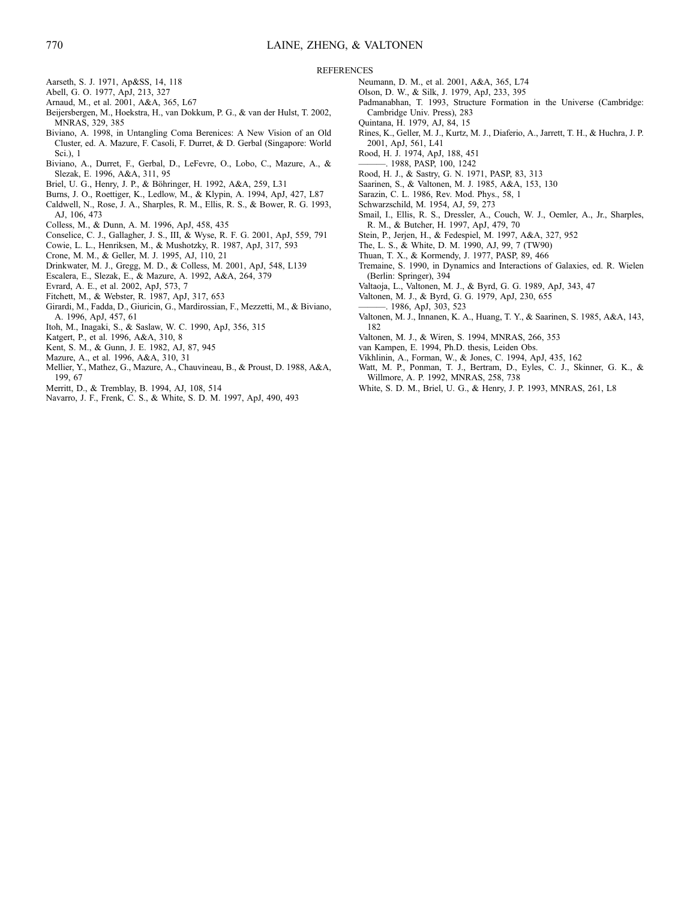## REFERENCES

Aarseth, S. J. 1971, Ap&SS, 14, 118

Abell, G. O. 1977, ApJ, 213, 327

Arnaud, M., et al. 2001, A&A, 365, L67

Beijersbergen, M., Hoekstra, H., van Dokkum, P. G., & van der Hulst, T. 2002, MNRAS, 329, 385

Biviano, A. 1998, in Untangling Coma Berenices: A New Vision of an Old Cluster, ed. A. Mazure, F. Casoli, F. Durret, & D. Gerbal (Singapore: World Sci.), 1

Biviano, A., Durret, F., Gerbal, D., LeFevre, O., Lobo, C., Mazure, A., & Slezak, E. 1996, A&A, 311, 95

Briel, U. G., Henry, J. P., & Böhringer, H. 1992, A&A, 259, L31

Burns, J. O., Roettiger, K., Ledlow, M., & Klypin, A. 1994, ApJ, 427, L87

Caldwell, N., Rose, J. A., Sharples, R. M., Ellis, R. S., & Bower, R. G. 1993, AJ, 106, 473

Colless, M., & Dunn, A. M. 1996, ApJ, 458, 435

Conselice, C. J., Gallagher, J. S., III, & Wyse, R. F. G. 2001, ApJ, 559, 791

Cowie, L. L., Henriksen, M., & Mushotzky, R. 1987, ApJ, 317, 593

Crone, M. M., & Geller, M. J. 1995, AJ, 110, 21

Drinkwater, M. J., Gregg, M. D., & Colless, M. 2001, ApJ, 548, L139

Escalera, E., Slezak, E., & Mazure, A. 1992, A&A, 264, 379

Evrard, A. E., et al. 2002, ApJ, 573, 7

Fitchett, M., & Webster, R. 1987, ApJ, 317, 653

Girardi, M., Fadda, D., Giuricin, G., Mardirossian, F., Mezzetti, M., & Biviano, A. 1996, ApJ, 457, 61

Itoh, M., Inagaki, S., & Saslaw, W. C. 1990, ApJ, 356, 315

Katgert, P., et al. 1996, A&A, 310, 8

Kent, S. M., & Gunn, J. E. 1982, AJ, 87, 945

Mazure, A., et al. 1996, A&A, 310, 31

Mellier, Y., Mathez, G., Mazure, A., Chauvineau, B., & Proust, D. 1988, A&A, 199, 67

Merritt, D., & Tremblay, B. 1994, AJ, 108, 514

Navarro, J. F., Frenk, C. S., & White, S. D. M. 1997, ApJ, 490, 493

Neumann, D. M., et al. 2001, A&A, 365, L74

Olson, D. W., & Silk, J. 1979, ApJ, 233, 395

Padmanabhan, T. 1993, Structure Formation in the Universe (Cambridge: Cambridge Univ. Press), 283

Quintana, H. 1979, AJ, 84, 15

Rines, K., Geller, M. J., Kurtz, M. J., Diaferio, A., Jarrett, T. H., & Huchra, J. P. 2001, ApJ, 561, L41

Rood, H. J. 1974, ApJ, 188, 451

———. 1988, PASP, 100, 1242

Rood, H. J., & Sastry, G. N. 1971, PASP, 83, 313

Saarinen, S., & Valtonen, M. J. 1985, A&A, 153, 130

Sarazin, C. L. 1986, Rev. Mod. Phys., 58, 1

Schwarzschild, M. 1954, AJ, 59, 273

Smail, I., Ellis, R. S., Dressler, A., Couch, W. J., Oemler, A., Jr., Sharples, R. M., & Butcher, H. 1997, ApJ, 479, 70

Stein, P., Jerjen, H., & Fedespiel, M. 1997, A&A, 327, 952

The, L. S., & White, D. M. 1990, AJ, 99, 7 (TW90)

Thuan, T. X., & Kormendy, J. 1977, PASP, 89, 466

Tremaine, S. 1990, in Dynamics and Interactions of Galaxies, ed. R. Wielen (Berlin: Springer), 394

Valtaoja, L., Valtonen, M. J., & Byrd, G. G. 1989, ApJ, 343, 47

Valtonen, M. J., & Byrd, G. G. 1979, ApJ, 230, 655

———. 1986, ApJ, 303, 523

Valtonen, M. J., Innanen, K. A., Huang, T. Y., & Saarinen, S. 1985, A&A, 143, 182

Valtonen, M. J., & Wiren, S. 1994, MNRAS, 266, 353

van Kampen, E. 1994, Ph.D. thesis, Leiden Obs.

Vikhlinin, A., Forman, W., & Jones, C. 1994, ApJ, 435, 162

Watt, M. P., Ponman, T. J., Bertram, D., Eyles, C. J., Skinner, G. K., & Willmore, A. P. 1992, MNRAS, 258, 738

White, S. D. M., Briel, U. G., & Henry, J. P. 1993, MNRAS, 261, L8